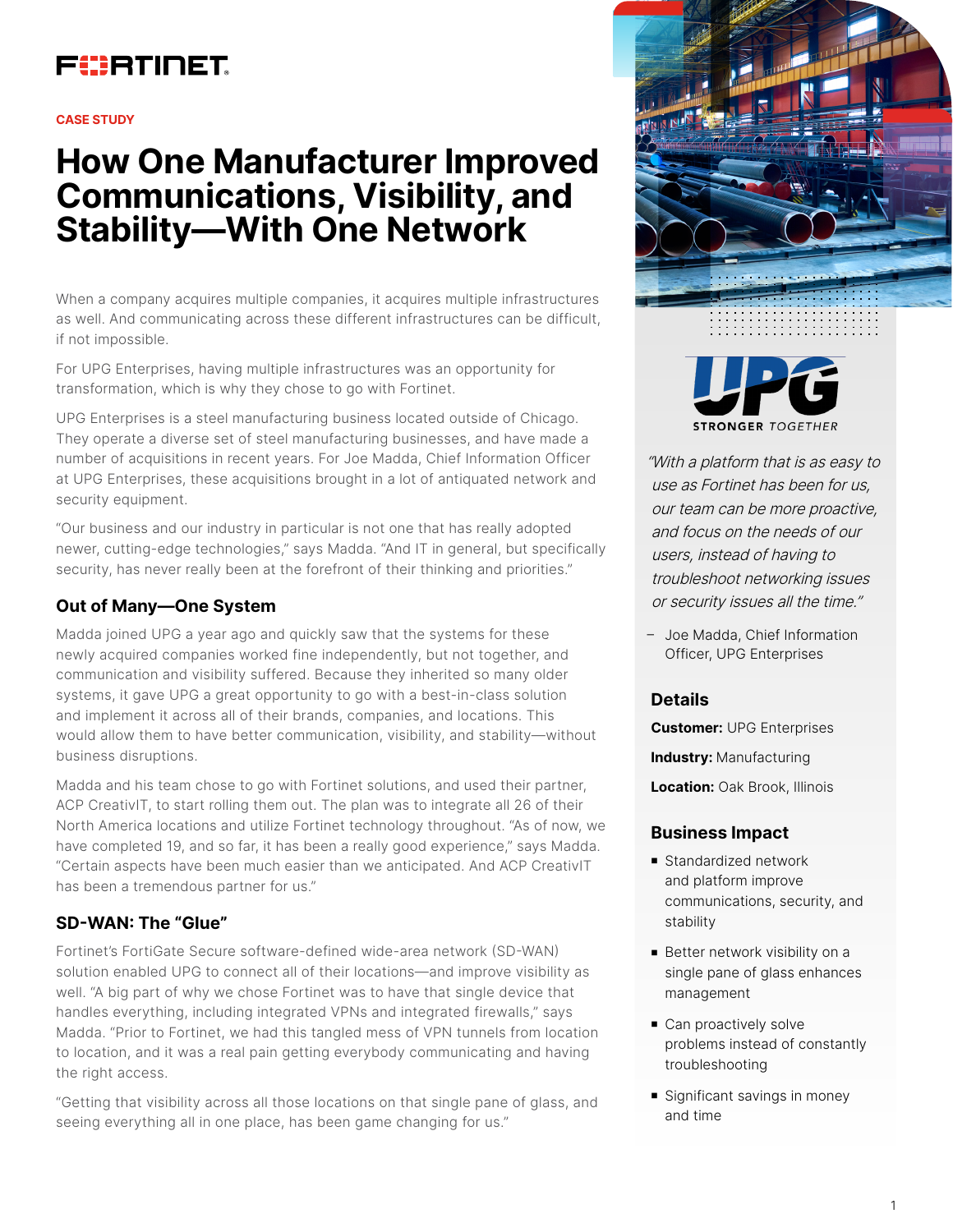CASE STUDY

# How One Manufacturer Improved Communications, Visibility, and Stability—With One Network

When a company acquires multiple companies, it acquires multiple infrastructures as well. And communicating across these different infrastructures can be difficult, if not impossible.

For UPG Enterprises, having multiple infrastructures was an opportunity for transformation, which is why they chose to go with Fortinet.

UPG Enterprises is a steel manufacturing business located outside of Chicago. They operate a diverse set of steel manufacturing businesses, and have made a number of acquisitions in recent years. For Joe Madda, Chief Information Officer at UPG Enterprises, these acquisitions brought in a lot of antiquated network and security equipment.

"Our business and our industry in particular is not one that has really adopted newer, cutting-edge technologies," says Madda. "And IT in general, but specifically security, has never really been at the forefront of their thinking and priorities."

## Out of Many—One System

Madda joined UPG a year ago and quickly saw that the systems for these newly acquired companies worked fine independently, but not together, and communication and visibility suffered. Because they inherited so many older systems, it gave UPG a great opportunity to go with a best-in-class solution and implement it across all of their brands, companies, and locations. This would allow them to have better communication, visibility, and stability—without business disruptions.

Madda and his team chose to go with Fortinet solutions, and used their partner, ACP CreativIT, to start rolling them out. The plan was to integrate all 26 of their North America locations and utilize Fortinet technology throughout. "As of now, we have completed 19, and so far, it has been a really good experience," says Madda. "Certain aspects have been much easier than we anticipated. And ACP CreativIT has been a tremendous partner for us."

## SD-WAN: The "Glue"

Fortinet's FortiGate Secure software-defined wide-area network (SD-WAN) solution enabled UPG to connect all of their locations—and improve visibility as well. "A big part of why we chose Fortinet was to have that single device that handles everything, including integrated VPNs and integrated firewalls," says Madda. "Prior to Fortinet, we had this tangled mess of VPN tunnels from location to location, and it was a real pain getting everybody communicating and having the right access.

"Getting that visibility across all those locations on that single pane of glass, and seeing everything all in one place, has been game changing for us."

UPG — STRONGER TOGETHER

*"With a platform that is as easy to use as Fortinet has been for us, our team can be more proactive, and focus on the needs of our users, instead of having to troubleshoot networking issues or security issues all the time."*

– Joe Madda, Chief Information Officer, UPG Enterprises

## Details

**Customer:** UPG Enterprises

**Industry:** Manufacturing

**Location:** Oak Brook, Illinois

## Business Impact

- Standardized network and platform improve communications, security, and stability
- Better network visibility on a single pane of glass enhances management
- Can proactively solve problems instead of constantly troubleshooting
- Significant savings in money and time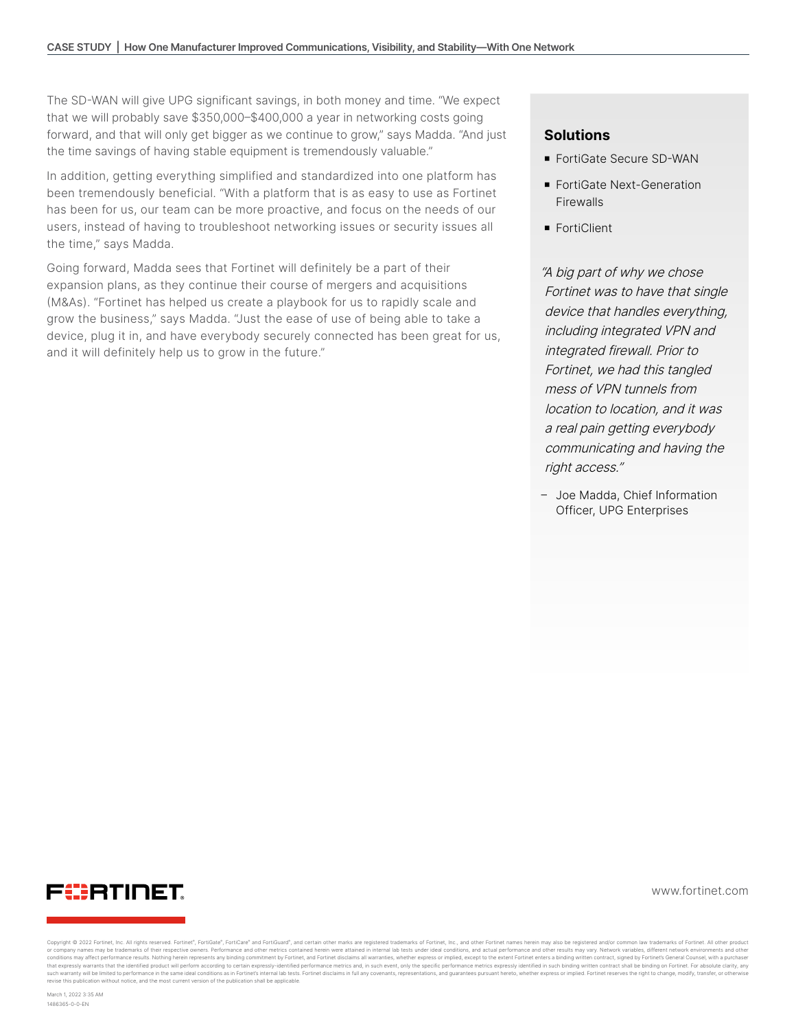The SD-WAN will give UPG significant savings, in both money and time. "We expect that we will probably save $350,000–$400,000 a year in networking costs going forward, and that will only get bigger as we continue to grow," says Madda. "And just the time savings of having stable equipment is tremendously valuable."

In addition, getting everything simplified and standardized into one platform has been tremendously beneficial. "With a platform that is as easy to use as Fortinet has been for us, our team can be more proactive, and focus on the needs of our users, instead of having to troubleshoot networking issues or security issues all the time," says Madda.

Going forward, Madda sees that Fortinet will definitely be a part of their expansion plans, as they continue their course of mergers and acquisitions (M&As). "Fortinet has helped us create a playbook for us to rapidly scale and grow the business," says Madda. "Just the ease of use of being able to take a device, plug it in, and have everybody securely connected has been great for us, and it will definitely help us to grow in the future."

## Solutions

- FortiGate Secure SD-WAN
- FortiGate Next-Generation Firewalls
- FortiClient

*"A big part of why we chose Fortinet was to have that single device that handles everything, including integrated VPN and integrated firewall. Prior to Fortinet, we had this tangled mess of VPN tunnels from location to location, and it was a real pain getting everybody communicating and having the right access."*

– Joe Madda, Chief Information Officer, UPG Enterprises

www.fortinet.com

Copyright © 2022 Fortinet, Inc. All rights reserved. Fortinet®, FortiGate®, FortiCare® and FortiGuard®, and certain other marks are registered trademarks of Fortinet, Inc., and other Fortinet names herein may also be registered and/or common law trademarks of Fortinet. All other product or company names may be trademarks of their respective owners. Performance and other metrics contained herein were attained in internal lab tests under ideal conditions, and actual performance and other results may vary. Network variables, different network environments and other conditions may affect performance results. Nothing herein represents any binding commitment by Fortinet, and Fortinet disclaims all warranties, whether express or implied, except to the extent Fortinet enters a binding written contract, signed by Fortinet's General Counsel, with a purchaser that expressly warrants that the identified product will perform according to certain expressly-identified performance metrics and, in such event, only the specific performance metrics expressly identified in such binding written contract shall be binding on Fortinet. For absolute clarity, any such warranty will be limited to performance in the same ideal conditions as in Fortinet's internal lab tests. Fortinet disclaims in full any covenants, representations, and guarantees pursuant hereto, whether express or implied. Fortinet reserves the right to change, modify, transfer, or otherwise revise this publication without notice, and the most current version of the publication shall be applicable.

March 1, 2022 3:35 AM
1486365-0-0-EN